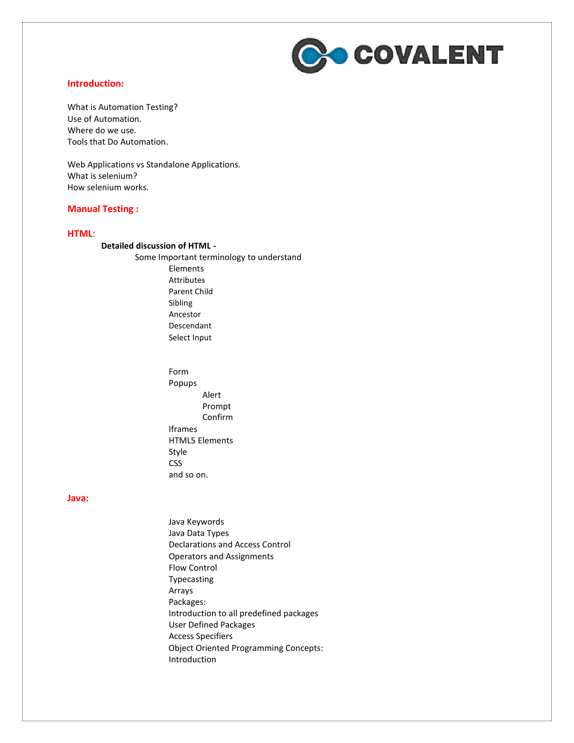COVALENT

## Introduction:

What is Automation Testing?
Use of Automation.
Where do we use.
Tools that Do Automation.

Web Applications vs Standalone Applications.
What is selenium?
How selenium works.

## Manual Testing :

## HTML:

**Detailed discussion of HTML -**

- Some Important terminology to understand
  - Elements
  - Attributes
  - Parent Child
  - Sibling
  - Ancestor
  - Descendant
  - Select Input
  - Form
  - Popups
    - Alert
    - Prompt
    - Confirm
  - Iframes
  - HTML5 Elements
  - Style
  - CSS
  - and so on.

## Java:

- Java Keywords
- Java Data Types
- Declarations and Access Control
- Operators and Assignments
- Flow Control
- Typecasting
- Arrays
- Packages:
- Introduction to all predefined packages
- User Defined Packages
- Access Specifiers
- Object Oriented Programming Concepts:
- Introduction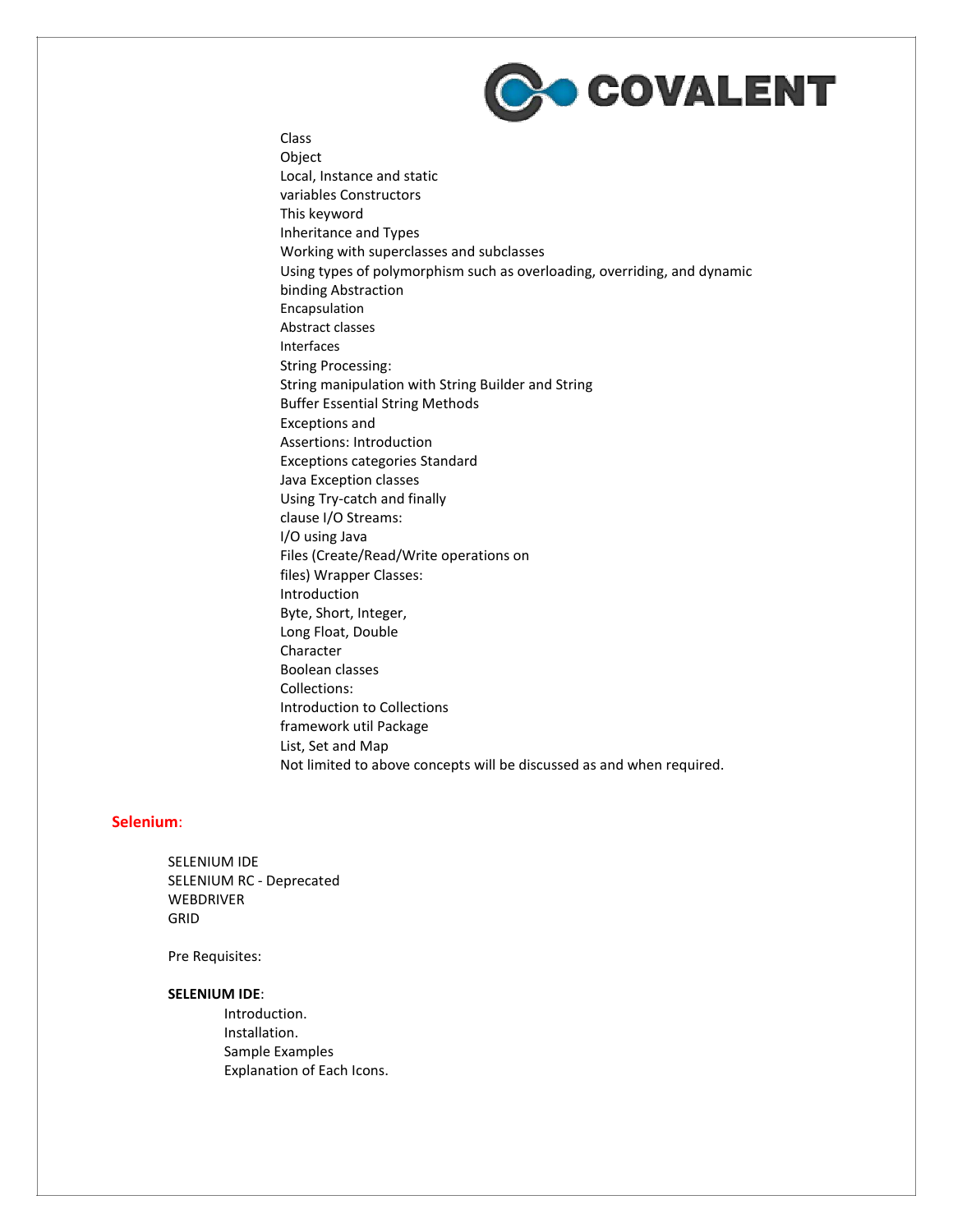Class
Object
Local, Instance and static
variables Constructors
This keyword
Inheritance and Types
Working with superclasses and subclasses
Using types of polymorphism such as overloading, overriding, and dynamic
binding Abstraction
Encapsulation
Abstract classes
Interfaces
String Processing:
String manipulation with String Builder and String
Buffer Essential String Methods
Exceptions and
Assertions: Introduction
Exceptions categories Standard
Java Exception classes
Using Try-catch and finally
clause I/O Streams:
I/O using Java
Files (Create/Read/Write operations on
files) Wrapper Classes:
Introduction
Byte, Short, Integer,
Long Float, Double
Character
Boolean classes
Collections:
Introduction to Collections
framework util Package
List, Set and Map
Not limited to above concepts will be discussed as and when required.

## Selenium:

SELENIUM IDE
SELENIUM RC - Deprecated
WEBDRIVER
GRID

Pre Requisites:

**SELENIUM IDE**:

Introduction.
Installation.
Sample Examples
Explanation of Each Icons.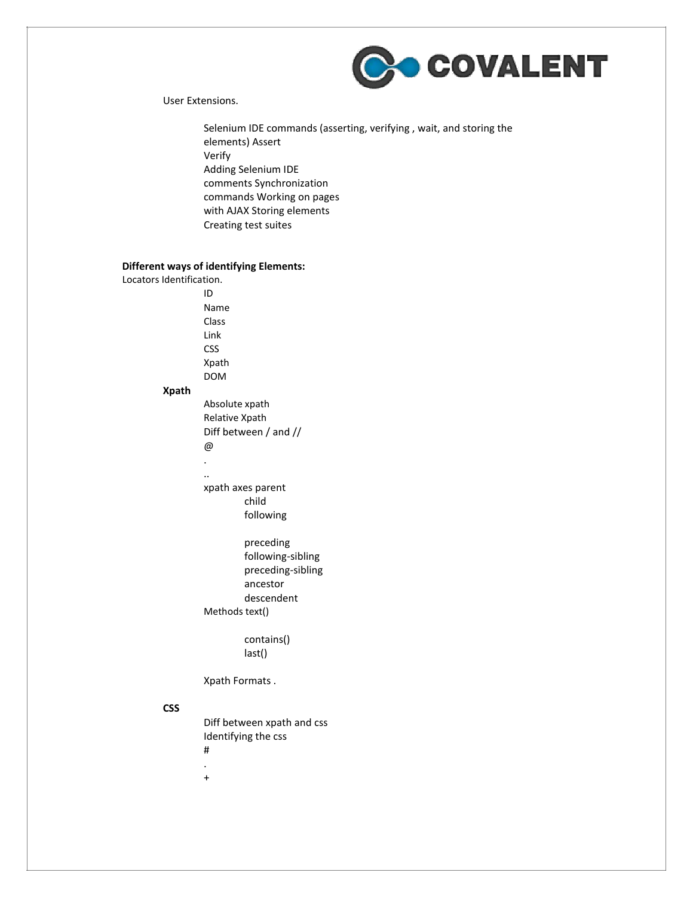User Extensions.

- Selenium IDE commands (asserting, verifying , wait, and storing the elements) Assert
- Verify
- Adding Selenium IDE comments Synchronization
- commands Working on pages with AJAX Storing elements
- Creating test suites

**Different ways of identifying Elements:**

Locators Identification.

- ID
- Name
- Class
- Link
- CSS
- Xpath
- DOM

**Xpath**

- Absolute xpath
- Relative Xpath
- Diff between / and //
- @
- .
- ..
- xpath axes parent
    - child
    - following
    - preceding
    - following-sibling
    - preceding-sibling
    - ancestor
    - descendent
- Methods text()
    - contains()
    - last()
- Xpath Formats .

**CSS**

- Diff between xpath and css
- Identifying the css
- #
- .
- +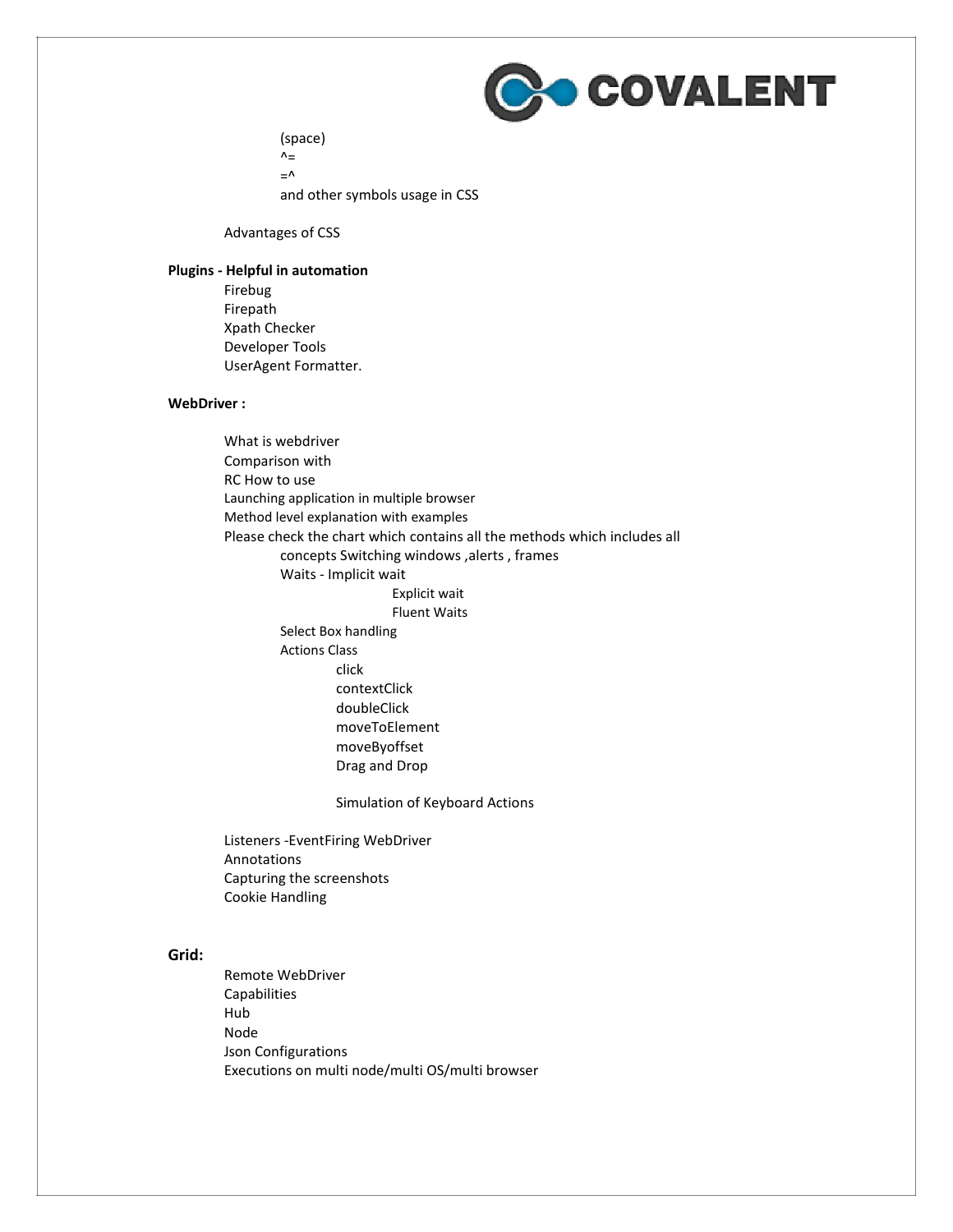- (space)
        - ^=
        - =^
        - and other symbols usage in CSS

    - Advantages of CSS

**Plugins - Helpful in automation**

- Firebug
- Firepath
- Xpath Checker
- Developer Tools
- UserAgent Formatter.

**WebDriver :**

- What is webdriver
- Comparison with
- RC How to use
- Launching application in multiple browser
- Method level explanation with examples
- Please check the chart which contains all the methods which includes all
    - concepts Switching windows ,alerts , frames
    - Waits - Implicit wait
        - Explicit wait
        - Fluent Waits
    - Select Box handling
    - Actions Class
        - click
        - contextClick
        - doubleClick
        - moveToElement
        - moveByoffset
        - Drag and Drop
        - Simulation of Keyboard Actions
- Listeners -EventFiring WebDriver
- Annotations
- Capturing the screenshots
- Cookie Handling

**Grid:**

- Remote WebDriver
- Capabilities
- Hub
- Node
- Json Configurations
- Executions on multi node/multi OS/multi browser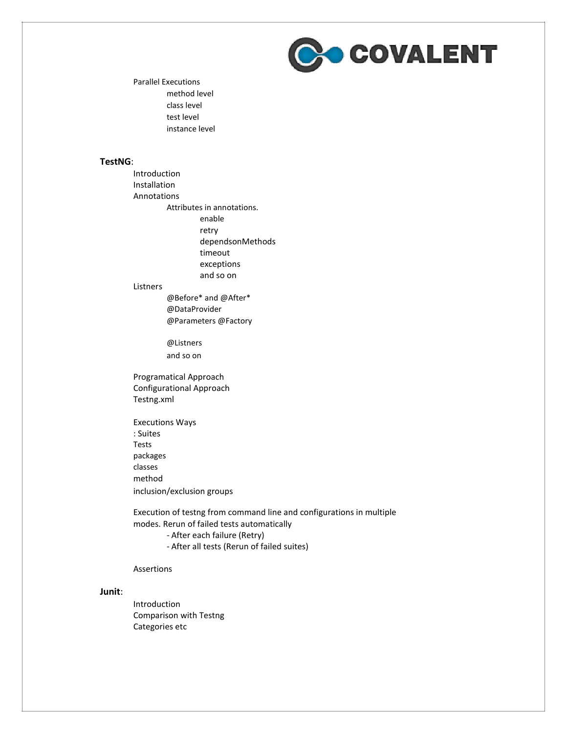Parallel Executions
- method level
- class level
- test level
- instance level

**TestNG**:

- Introduction
- Installation
- Annotations
  - Attributes in annotations.
    - enable
    - retry
    - dependsonMethods
    - timeout
    - exceptions
    - and so on
- Listners
  - @Before* and @After*
  - @DataProvider
  - @Parameters @Factory
  - @Listners
  - and so on

Programatical Approach
Configurational Approach
Testng.xml

Executions Ways
: Suites
Tests
packages
classes
method
inclusion/exclusion groups

Execution of testng from command line and configurations in multiple modes. Rerun of failed tests automatically
- After each failure (Retry)
- After all tests (Rerun of failed suites)

Assertions

**Junit**:

- Introduction
- Comparison with Testng
- Categories etc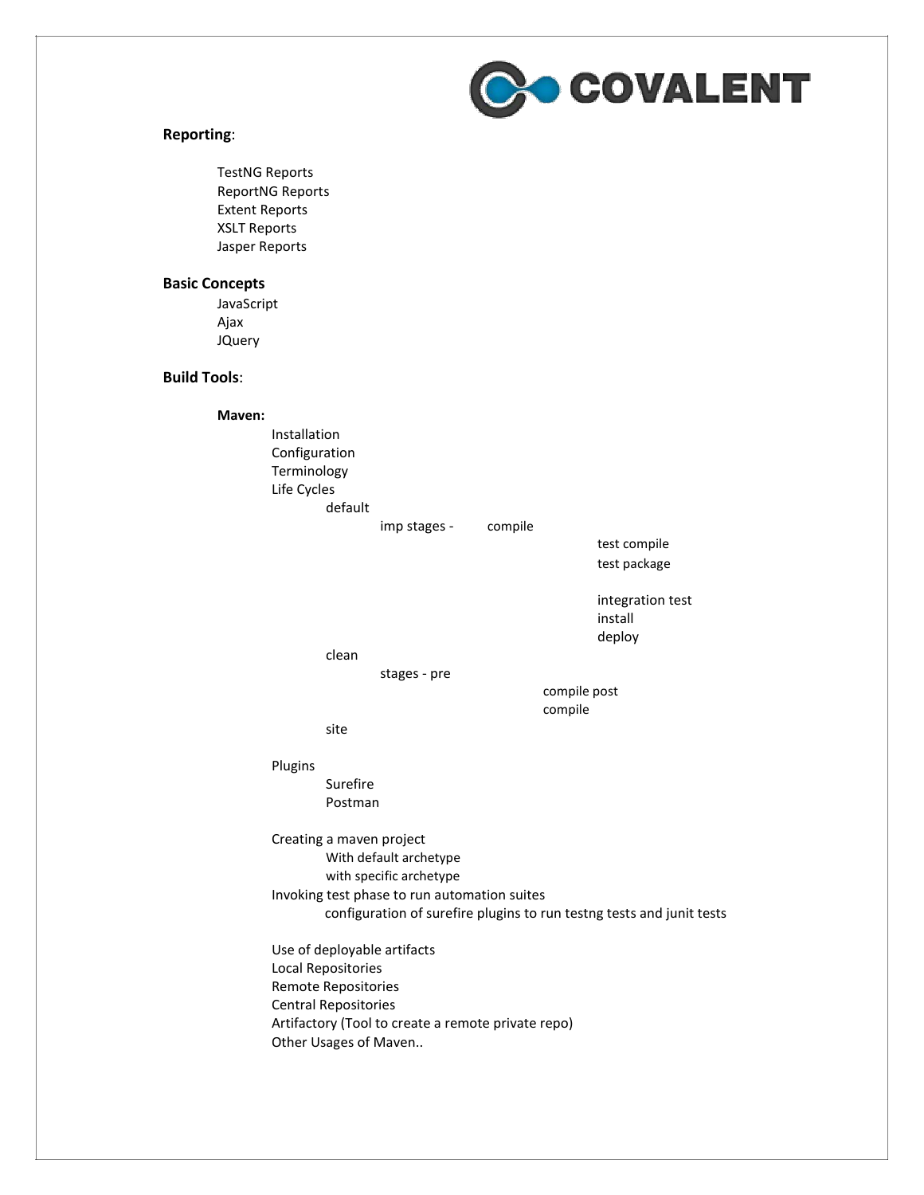**Reporting**:

- TestNG Reports
- ReportNG Reports
- Extent Reports
- XSLT Reports
- Jasper Reports

**Basic Concepts**

- JavaScript
- Ajax
- JQuery

**Build Tools**:

- **Maven:**
  - Installation
  - Configuration
  - Terminology
  - Life Cycles
    - default
      - imp stages - compile
        - test compile
        - test package
        - integration test
        - install
        - deploy
    - clean
      - stages - pre
        - compile post
        - compile
    - site
  - Plugins
    - Surefire
    - Postman
  - Creating a maven project
    - With default archetype
    - with specific archetype
  - Invoking test phase to run automation suites
    - configuration of surefire plugins to run testng tests and junit tests
  - Use of deployable artifacts
  - Local Repositories
  - Remote Repositories
  - Central Repositories
  - Artifactory (Tool to create a remote private repo)
  - Other Usages of Maven..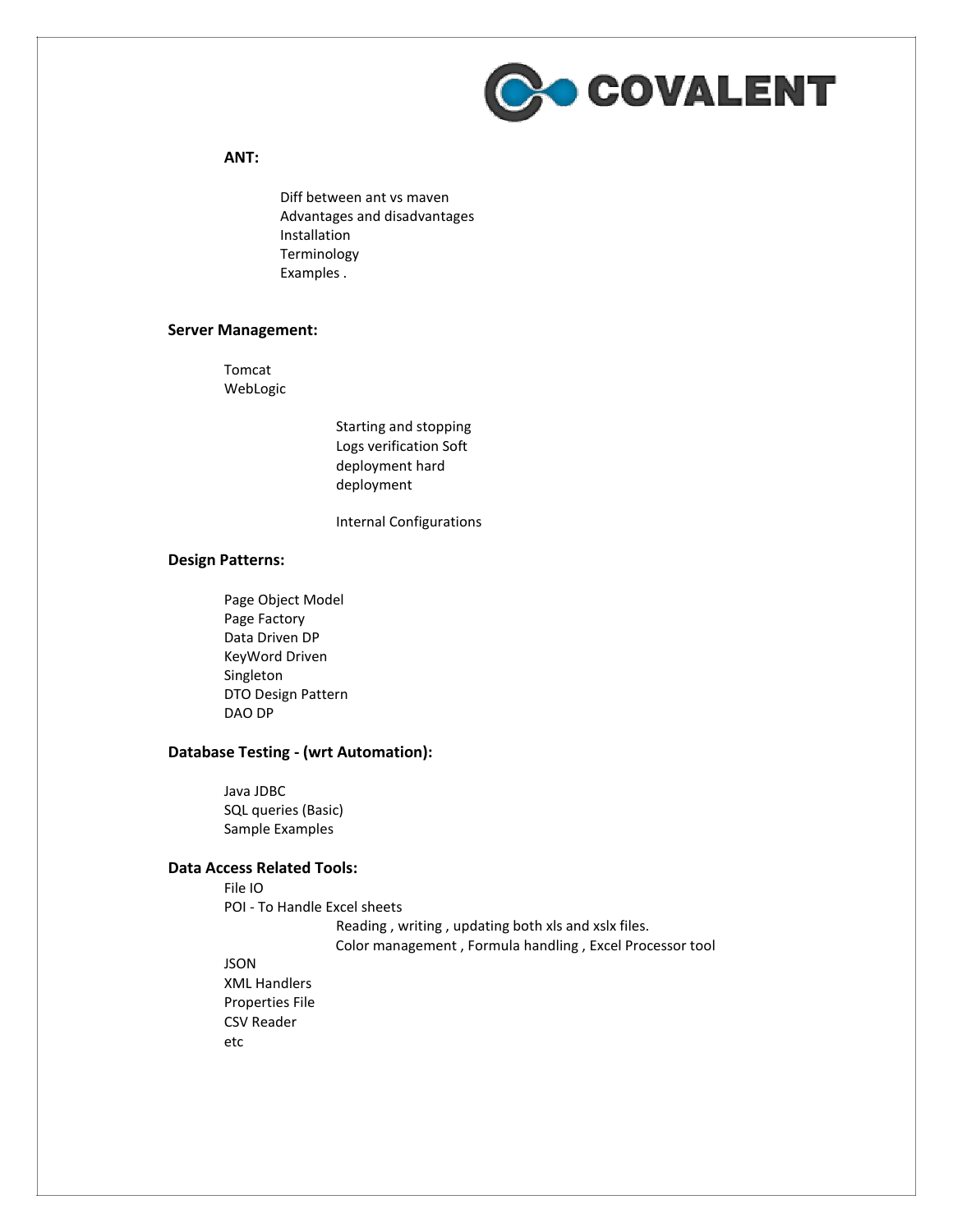**ANT:**

- Diff between ant vs maven
- Advantages and disadvantages
- Installation
- Terminology
- Examples .

**Server Management:**

- Tomcat
- WebLogic
    - Starting and stopping
    - Logs verification Soft deployment hard deployment
    - Internal Configurations

**Design Patterns:**

- Page Object Model
- Page Factory
- Data Driven DP
- KeyWord Driven
- Singleton
- DTO Design Pattern
- DAO DP

**Database Testing - (wrt Automation):**

- Java JDBC
- SQL queries (Basic)
- Sample Examples

**Data Access Related Tools:**

- File IO
- POI - To Handle Excel sheets
    - Reading , writing , updating both xls and xslx files.
    - Color management , Formula handling , Excel Processor tool
- JSON
- XML Handlers
- Properties File
- CSV Reader
- etc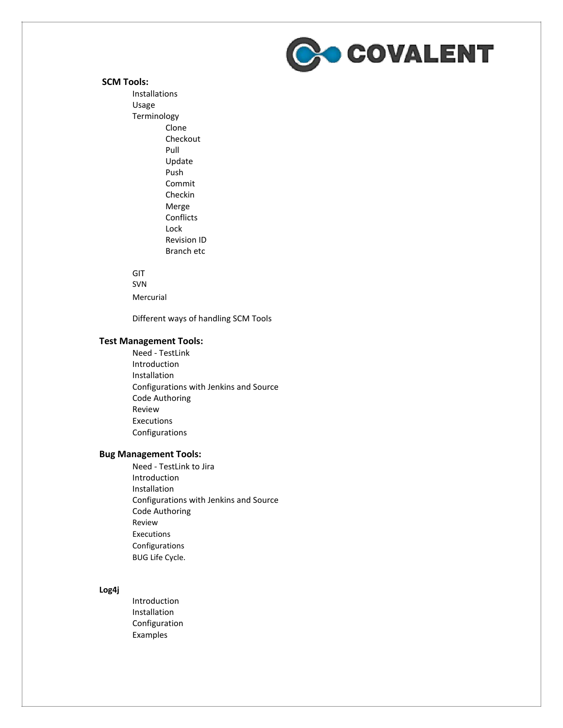## SCM Tools:

- Installations
- Usage
- Terminology
  - Clone
  - Checkout
  - Pull
  - Update
  - Push
  - Commit
  - Checkin
  - Merge
  - Conflicts
  - Lock
  - Revision ID
  - Branch etc

- GIT
- SVN
- Mercurial

- Different ways of handling SCM Tools

## Test Management Tools:

- Need - TestLink
- Introduction
- Installation
- Configurations with Jenkins and Source
- Code Authoring
- Review
- Executions
- Configurations

## Bug Management Tools:

- Need - TestLink to Jira
- Introduction
- Installation
- Configurations with Jenkins and Source
- Code Authoring
- Review
- Executions
- Configurations
- BUG Life Cycle.

## Log4j

- Introduction
- Installation
- Configuration
- Examples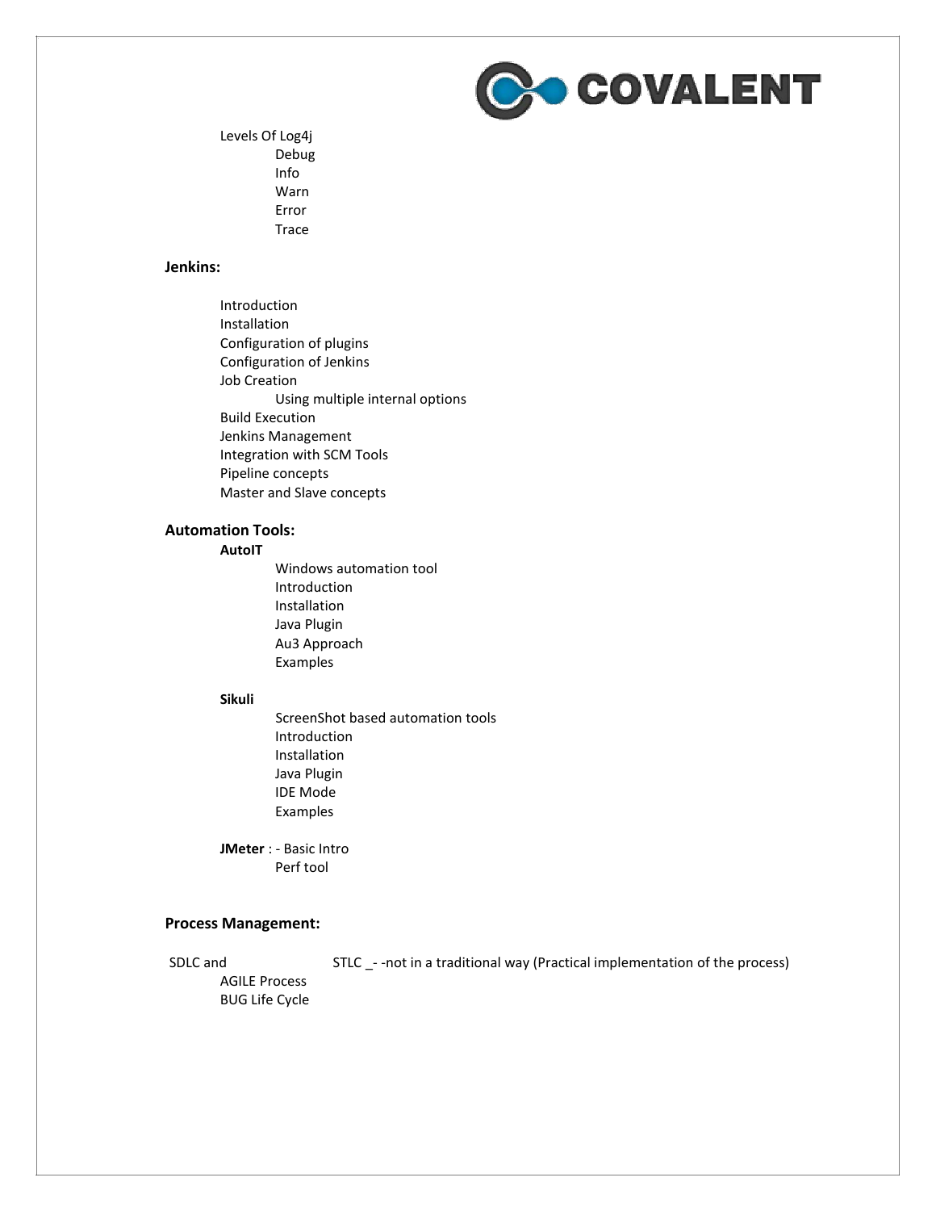Levels Of Log4j
- Debug
- Info
- Warn
- Error
- Trace

**Jenkins:**

- Introduction
- Installation
- Configuration of plugins
- Configuration of Jenkins
- Job Creation
  - Using multiple internal options
- Build Execution
- Jenkins Management
- Integration with SCM Tools
- Pipeline concepts
- Master and Slave concepts

**Automation Tools:**

**AutoIT**
- Windows automation tool
- Introduction
- Installation
- Java Plugin
- Au3 Approach
- Examples

**Sikuli**
- ScreenShot based automation tools
- Introduction
- Installation
- Java Plugin
- IDE Mode
- Examples

**JMeter** : - Basic Intro
- Perf tool

**Process Management:**

SDLC and STLC _- -not in a traditional way (Practical implementation of the process)
- AGILE Process
- BUG Life Cycle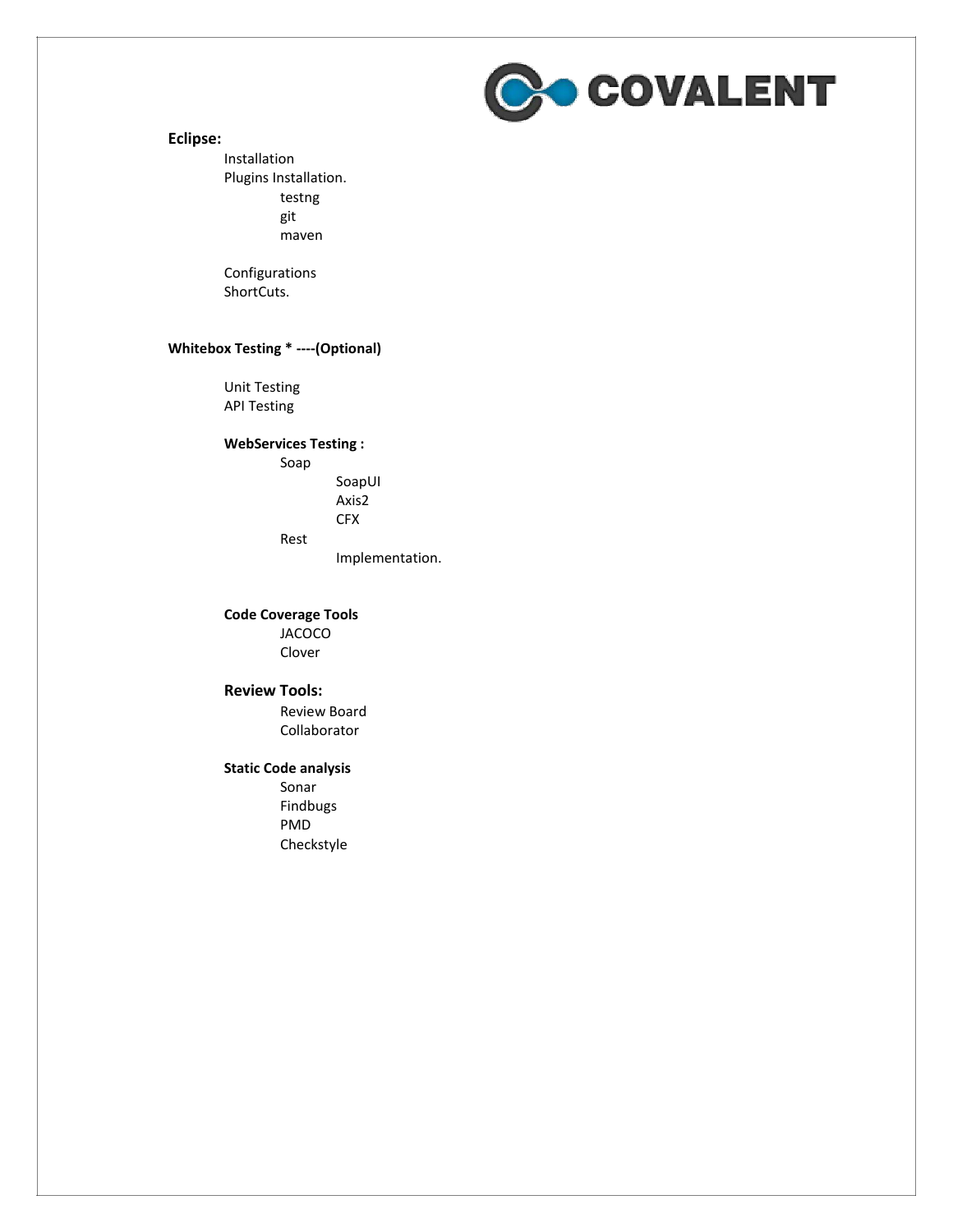**Eclipse:**

- Installation
- Plugins Installation.
  - testng
  - git
  - maven
- Configurations
- ShortCuts.

**Whitebox Testing * ----(Optional)**

- Unit Testing
- API Testing

**WebServices Testing :**

- Soap
  - SoapUI
  - Axis2
  - CFX
- Rest
  - Implementation.

**Code Coverage Tools**

- JACOCO
- Clover

**Review Tools:**

- Review Board
- Collaborator

**Static Code analysis**

- Sonar
- Findbugs
- PMD
- Checkstyle